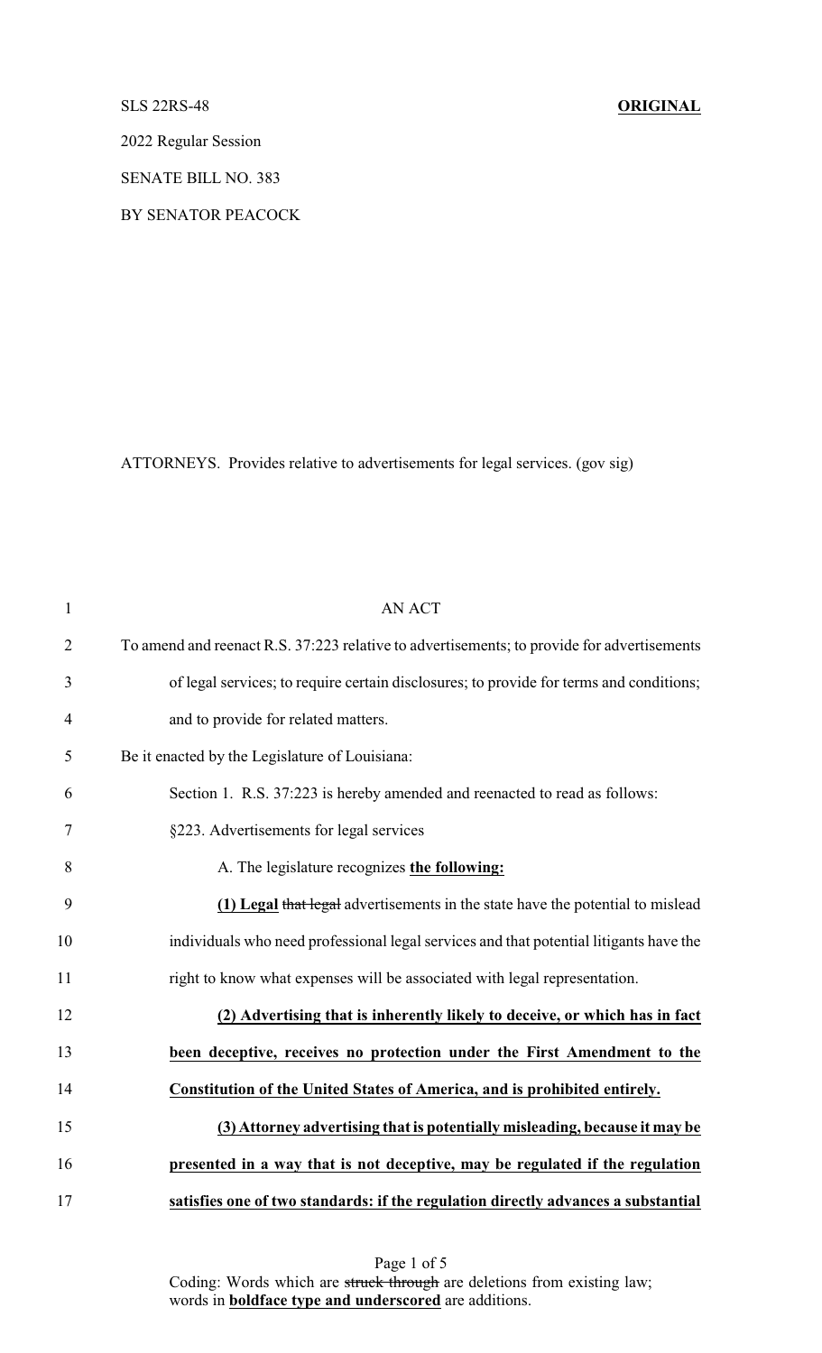SLS 22RS-48 **ORIGINAL**

2022 Regular Session

SENATE BILL NO. 383

BY SENATOR PEACOCK

ATTORNEYS. Provides relative to advertisements for legal services. (gov sig)

AN ACT

To amend and reenact R.S. 37:223 relative to advertisements; to provide for advertisements of legal services; to require certain disclosures; to provide for terms and conditions; and to provide for related matters.

Be it enacted by the Legislature of Louisiana:

Section 1. R.S. 37:223 is hereby amended and reenacted to read as follows:

§223. Advertisements for legal services

A. The legislature recognizes **the following:**

**(1) Legal** ~~that legal~~ advertisements in the state have the potential to mislead individuals who need professional legal services and that potential litigants have the right to know what expenses will be associated with legal representation.

**(2) Advertising that is inherently likely to deceive, or which has in fact been deceptive, receives no protection under the First Amendment to the Constitution of the United States of America, and is prohibited entirely.**

**(3) Attorney advertising that is potentially misleading, because it may be presented in a way that is not deceptive, may be regulated if the regulation satisfies one of two standards: if the regulation directly advances a substantial**

Coding: Words which are ~~struck through~~ are deletions from existing law; words in **boldface type and underscored** are additions.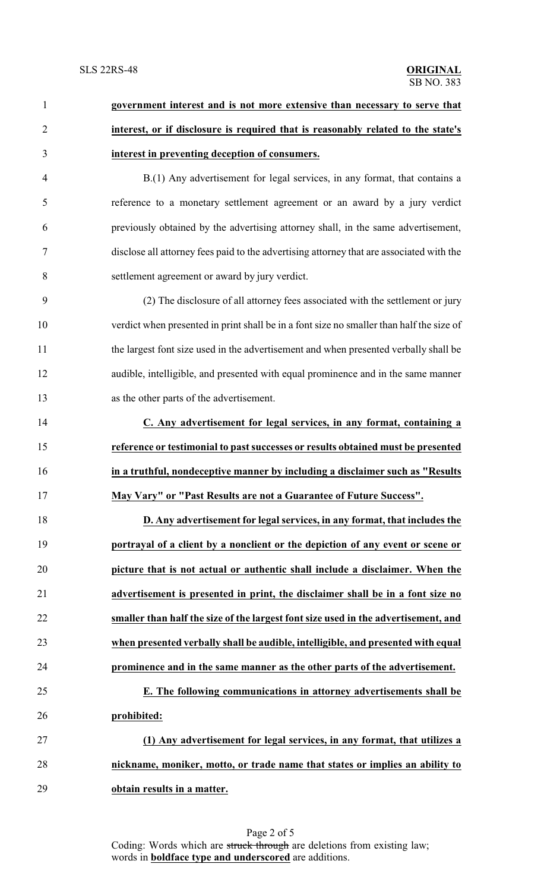**government interest and is not more extensive than necessary to serve that interest, or if disclosure is required that is reasonably related to the state's interest in preventing deception of consumers.**

B.(1) Any advertisement for legal services, in any format, that contains a reference to a monetary settlement agreement or an award by a jury verdict previously obtained by the advertising attorney shall, in the same advertisement, disclose all attorney fees paid to the advertising attorney that are associated with the settlement agreement or award by jury verdict.

(2) The disclosure of all attorney fees associated with the settlement or jury verdict when presented in print shall be in a font size no smaller than half the size of the largest font size used in the advertisement and when presented verbally shall be audible, intelligible, and presented with equal prominence and in the same manner as the other parts of the advertisement.

**C. Any advertisement for legal services, in any format, containing a reference or testimonial to past successes or results obtained must be presented in a truthful, nondeceptive manner by including a disclaimer such as "Results May Vary" or "Past Results are not a Guarantee of Future Success".**

**D. Any advertisement for legal services, in any format, that includes the portrayal of a client by a nonclient or the depiction of any event or scene or picture that is not actual or authentic shall include a disclaimer. When the advertisement is presented in print, the disclaimer shall be in a font size no smaller than half the size of the largest font size used in the advertisement, and when presented verbally shall be audible, intelligible, and presented with equal prominence and in the same manner as the other parts of the advertisement.**

**E. The following communications in attorney advertisements shall be prohibited:**

**(1) Any advertisement for legal services, in any format, that utilizes a nickname, moniker, motto, or trade name that states or implies an ability to obtain results in a matter.**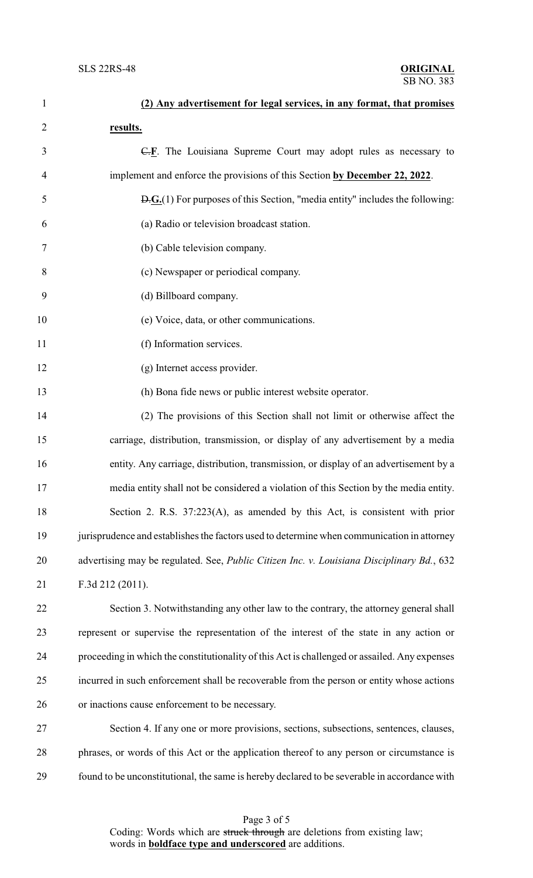**(2) Any advertisement for legal services, in any format, that promises results.**

~~C.~~**F**. The Louisiana Supreme Court may adopt rules as necessary to implement and enforce the provisions of this Section **by December 22, 2022**.

~~D.~~**G.**(1) For purposes of this Section, "media entity" includes the following:

(a) Radio or television broadcast station.

(b) Cable television company.

(c) Newspaper or periodical company.

(d) Billboard company.

(e) Voice, data, or other communications.

(f) Information services.

(g) Internet access provider.

(h) Bona fide news or public interest website operator.

(2) The provisions of this Section shall not limit or otherwise affect the carriage, distribution, transmission, or display of any advertisement by a media entity. Any carriage, distribution, transmission, or display of an advertisement by a media entity shall not be considered a violation of this Section by the media entity.

Section 2. R.S. 37:223(A), as amended by this Act, is consistent with prior jurisprudence and establishes the factors used to determine when communication in attorney advertising may be regulated. See, *Public Citizen Inc. v. Louisiana Disciplinary Bd.*, 632 F.3d 212 (2011).

Section 3. Notwithstanding any other law to the contrary, the attorney general shall represent or supervise the representation of the interest of the state in any action or proceeding in which the constitutionality of this Act is challenged or assailed. Any expenses incurred in such enforcement shall be recoverable from the person or entity whose actions or inactions cause enforcement to be necessary.

Section 4. If any one or more provisions, sections, subsections, sentences, clauses, phrases, or words of this Act or the application thereof to any person or circumstance is found to be unconstitutional, the same is hereby declared to be severable in accordance with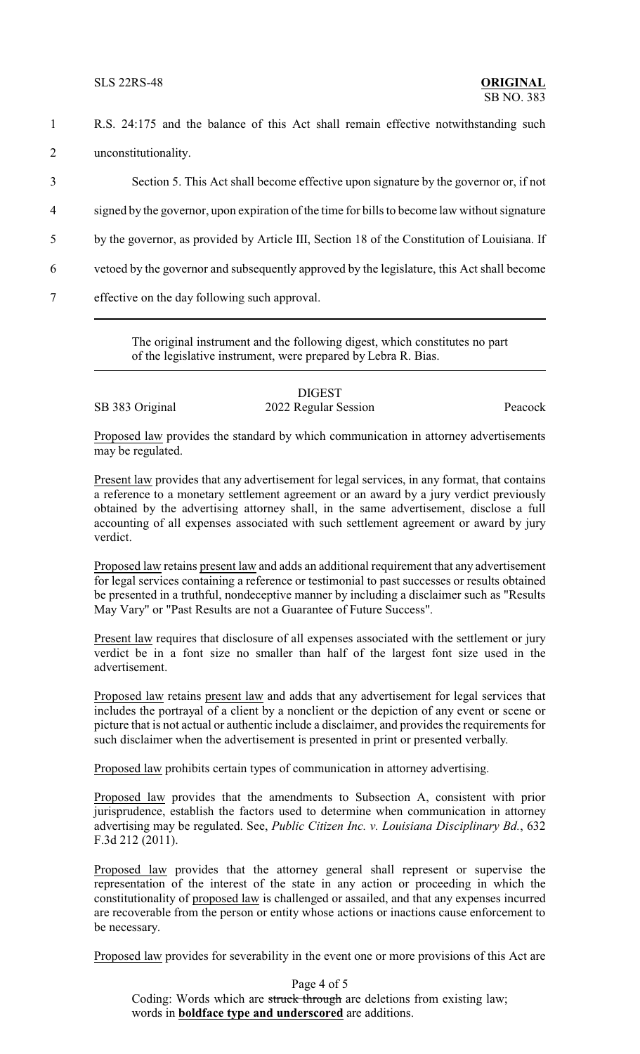R.S. 24:175 and the balance of this Act shall remain effective notwithstanding such unconstitutionality.

Section 5. This Act shall become effective upon signature by the governor or, if not signed by the governor, upon expiration of the time for bills to become law without signature by the governor, as provided by Article III, Section 18 of the Constitution of Louisiana. If vetoed by the governor and subsequently approved by the legislature, this Act shall become effective on the day following such approval.

---

The original instrument and the following digest, which constitutes no part of the legislative instrument, were prepared by Lebra R. Bias.

---

DIGEST

SB 383 Original — 2022 Regular Session — Peacock

Proposed law provides the standard by which communication in attorney advertisements may be regulated.

Present law provides that any advertisement for legal services, in any format, that contains a reference to a monetary settlement agreement or an award by a jury verdict previously obtained by the advertising attorney shall, in the same advertisement, disclose a full accounting of all expenses associated with such settlement agreement or award by jury verdict.

Proposed law retains present law and adds an additional requirement that any advertisement for legal services containing a reference or testimonial to past successes or results obtained be presented in a truthful, nondeceptive manner by including a disclaimer such as "Results May Vary" or "Past Results are not a Guarantee of Future Success".

Present law requires that disclosure of all expenses associated with the settlement or jury verdict be in a font size no smaller than half of the largest font size used in the advertisement.

Proposed law retains present law and adds that any advertisement for legal services that includes the portrayal of a client by a nonclient or the depiction of any event or scene or picture that is not actual or authentic include a disclaimer, and provides the requirements for such disclaimer when the advertisement is presented in print or presented verbally.

Proposed law prohibits certain types of communication in attorney advertising.

Proposed law provides that the amendments to Subsection A, consistent with prior jurisprudence, establish the factors used to determine when communication in attorney advertising may be regulated. See, *Public Citizen Inc. v. Louisiana Disciplinary Bd.*, 632 F.3d 212 (2011).

Proposed law provides that the attorney general shall represent or supervise the representation of the interest of the state in any action or proceeding in which the constitutionality of proposed law is challenged or assailed, and that any expenses incurred are recoverable from the person or entity whose actions or inactions cause enforcement to be necessary.

Proposed law provides for severability in the event one or more provisions of this Act are

Coding: Words which are ~~struck through~~ are deletions from existing law; words in **boldface type and underscored** are additions.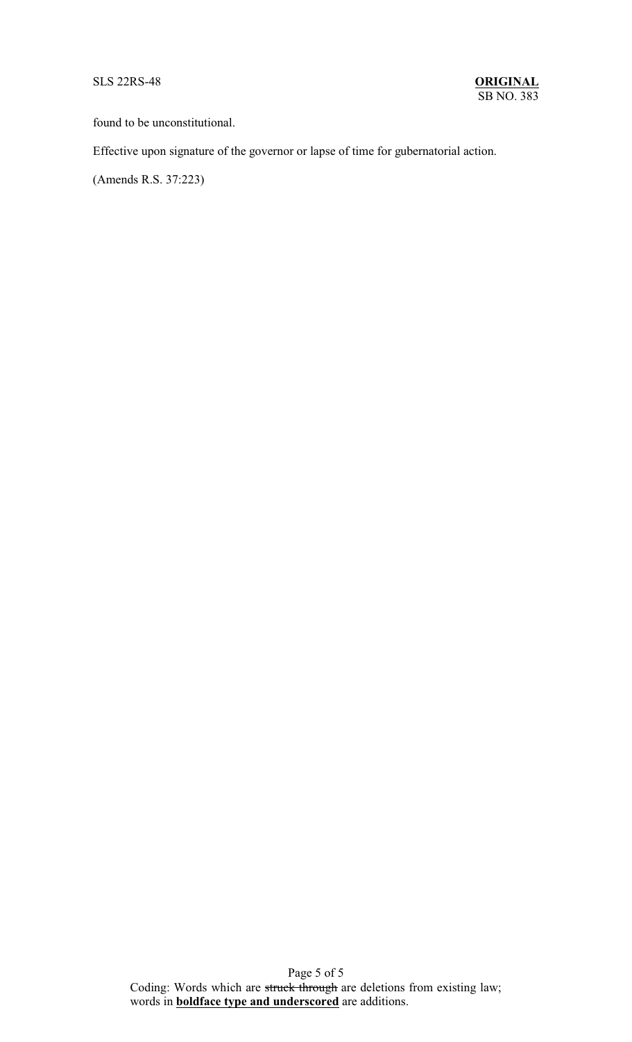found to be unconstitutional.

Effective upon signature of the governor or lapse of time for gubernatorial action.

(Amends R.S. 37:223)